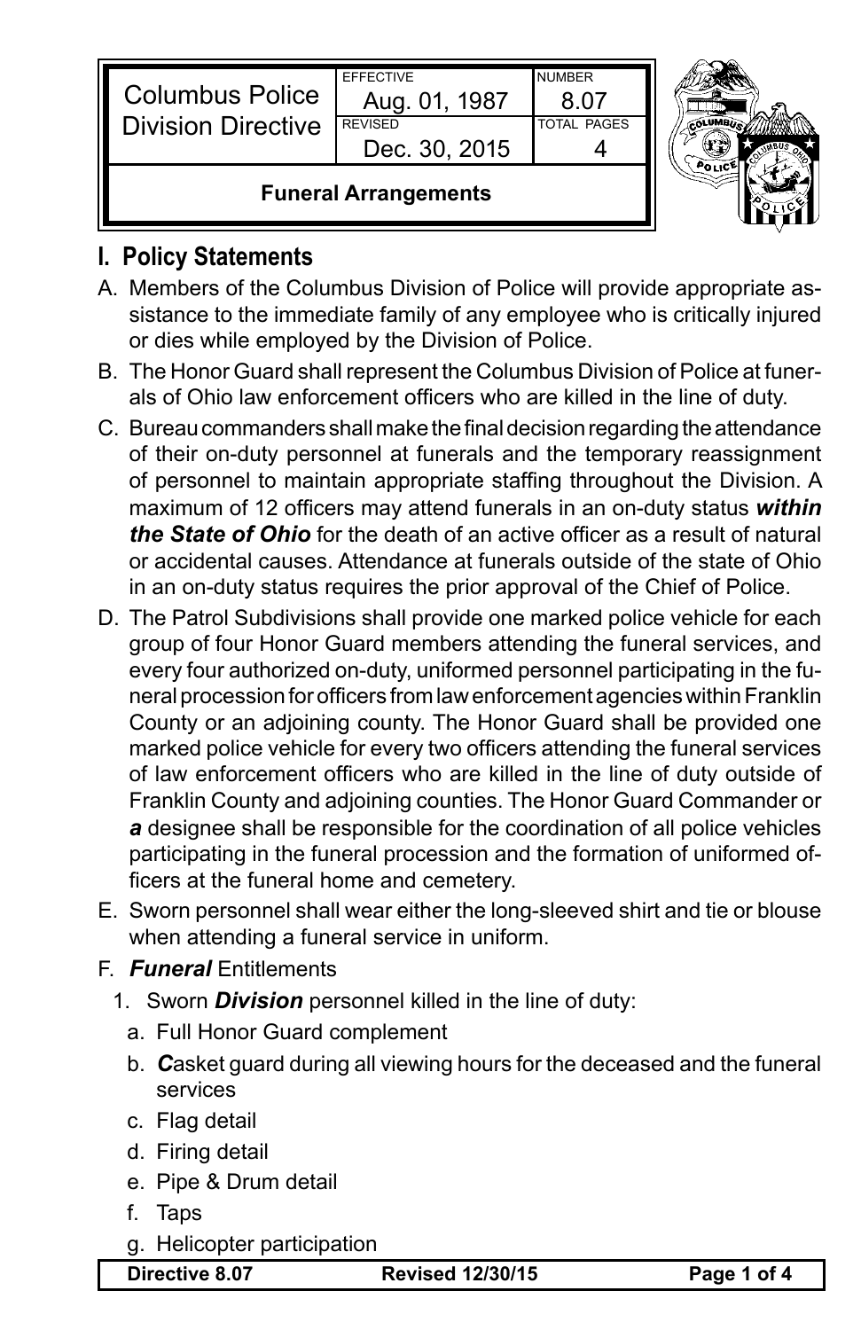| Columbus Police Division Directive | EFFECTIVE Aug. 01, 1987 | NUMBER 8.07 |
| --- | --- | --- |
| | REVISED Dec. 30, 2015 | TOTAL PAGES 4 |
| **Funeral Arrangements** | | |

## I. Policy Statements

A. Members of the Columbus Division of Police will provide appropriate assistance to the immediate family of any employee who is critically injured or dies while employed by the Division of Police.

B. The Honor Guard shall represent the Columbus Division of Police at funerals of Ohio law enforcement officers who are killed in the line of duty.

C. Bureau commanders shall make the final decision regarding the attendance of their on-duty personnel at funerals and the temporary reassignment of personnel to maintain appropriate staffing throughout the Division. A maximum of 12 officers may attend funerals in an on-duty status ***within the State of Ohio*** for the death of an active officer as a result of natural or accidental causes. Attendance at funerals outside of the state of Ohio in an on-duty status requires the prior approval of the Chief of Police.

D. The Patrol Subdivisions shall provide one marked police vehicle for each group of four Honor Guard members attending the funeral services, and every four authorized on-duty, uniformed personnel participating in the funeral procession for officers from law enforcement agencies within Franklin County or an adjoining county. The Honor Guard shall be provided one marked police vehicle for every two officers attending the funeral services of law enforcement officers who are killed in the line of duty outside of Franklin County and adjoining counties. The Honor Guard Commander or ***a*** designee shall be responsible for the coordination of all police vehicles participating in the funeral procession and the formation of uniformed officers at the funeral home and cemetery.

E. Sworn personnel shall wear either the long-sleeved shirt and tie or blouse when attending a funeral service in uniform.

F. ***Funeral*** Entitlements

1. Sworn ***Division*** personnel killed in the line of duty:
   a. Full Honor Guard complement
   b. ***C***asket guard during all viewing hours for the deceased and the funeral services
   c. Flag detail
   d. Firing detail
   e. Pipe & Drum detail
   f. Taps
   g. Helicopter participation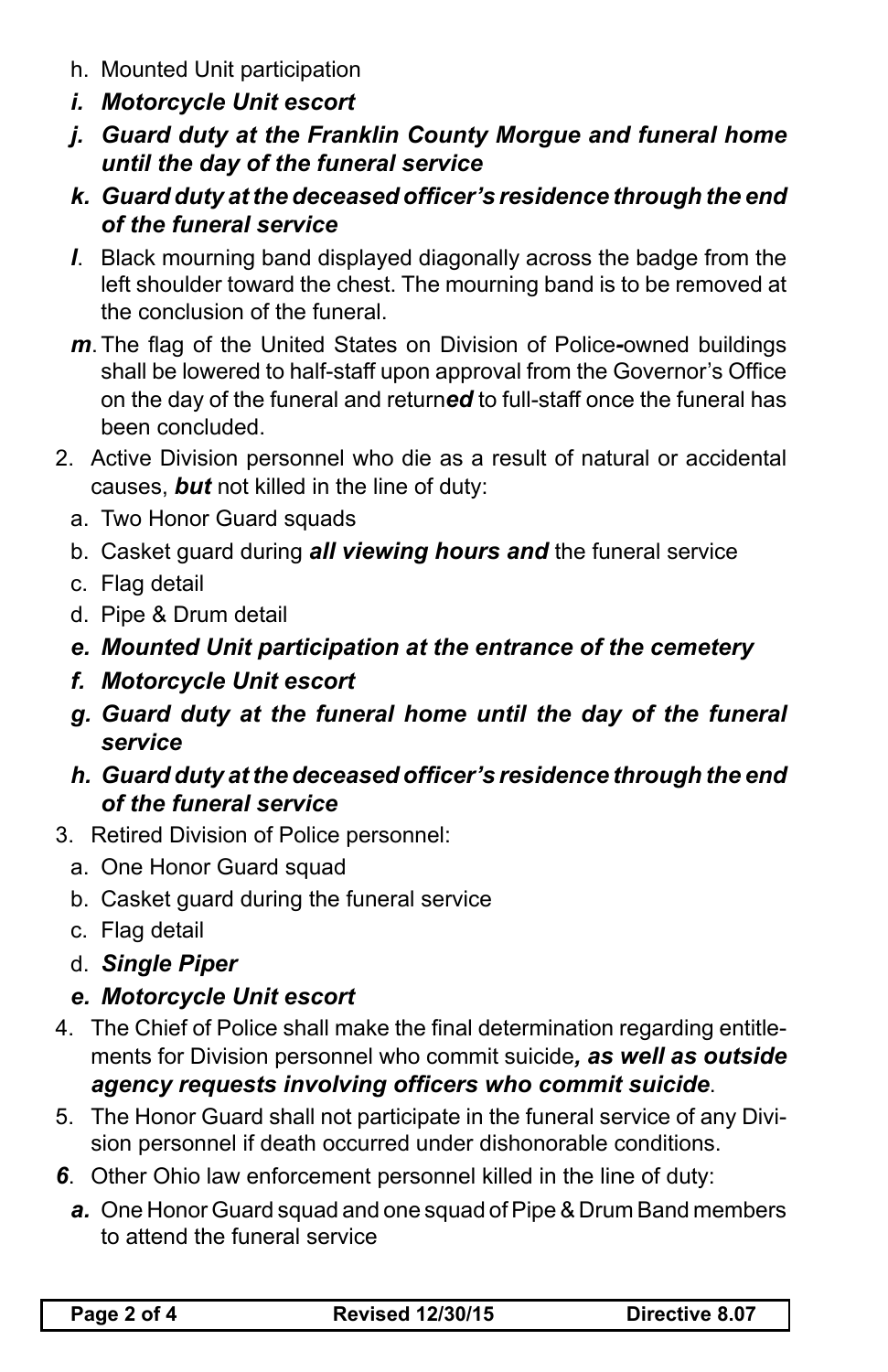h. Mounted Unit participation

***i. Motorcycle Unit escort***

***j. Guard duty at the Franklin County Morgue and funeral home until the day of the funeral service***

***k. Guard duty at the deceased officer's residence through the end of the funeral service***

***l***. Black mourning band displayed diagonally across the badge from the left shoulder toward the chest. The mourning band is to be removed at the conclusion of the funeral.

***m***. The flag of the United States on Division of Police**-**owned buildings shall be lowered to half-staff upon approval from the Governor's Office on the day of the funeral and return***ed*** to full-staff once the funeral has been concluded.

2. Active Division personnel who die as a result of natural or accidental causes, ***but*** not killed in the line of duty:
   a. Two Honor Guard squads
   b. Casket guard during ***all viewing hours and*** the funeral service
   c. Flag detail
   d. Pipe & Drum detail
   ***e. Mounted Unit participation at the entrance of the cemetery***
   ***f. Motorcycle Unit escort***
   ***g. Guard duty at the funeral home until the day of the funeral service***
   ***h. Guard duty at the deceased officer's residence through the end of the funeral service***
3. Retired Division of Police personnel:
   a. One Honor Guard squad
   b. Casket guard during the funeral service
   c. Flag detail
   d. ***Single Piper***
   ***e. Motorcycle Unit escort***
4. The Chief of Police shall make the final determination regarding entitlements for Division personnel who commit suicide***, as well as outside agency requests involving officers who commit suicide***.
5. The Honor Guard shall not participate in the funeral service of any Division personnel if death occurred under dishonorable conditions.

***6***. Other Ohio law enforcement personnel killed in the line of duty:

***a.*** One Honor Guard squad and one squad of Pipe & Drum Band members to attend the funeral service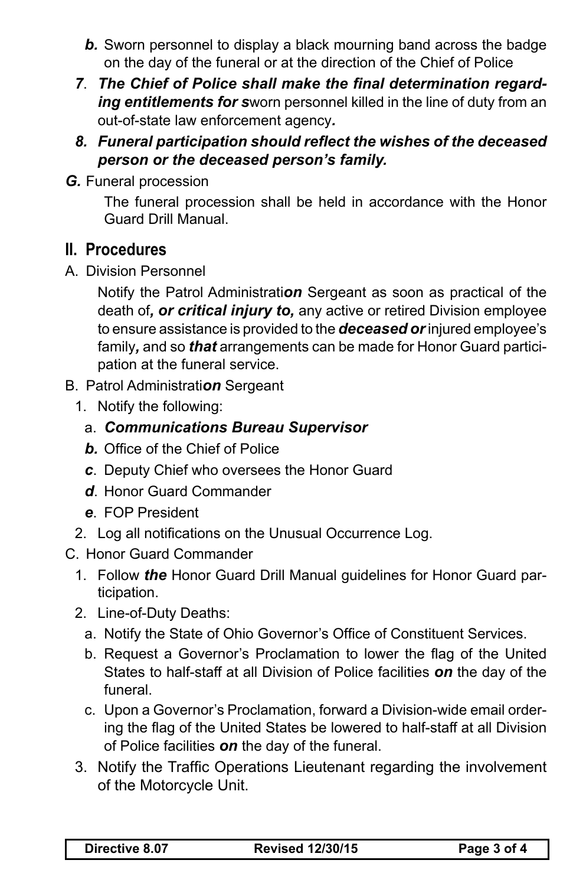***b.*** Sworn personnel to display a black mourning band across the badge on the day of the funeral or at the direction of the Chief of Police

***7***. ***The Chief of Police shall make the final determination regarding entitlements for s***worn personnel killed in the line of duty from an out-of-state law enforcement agency***.***

***8. Funeral participation should reflect the wishes of the deceased person or the deceased person's family.***

***G.*** Funeral procession

The funeral procession shall be held in accordance with the Honor Guard Drill Manual.

## II. Procedures

A. Division Personnel

Notify the Patrol Administrati***on*** Sergeant as soon as practical of the death of***, or critical injury to,*** any active or retired Division employee to ensure assistance is provided to the ***deceased or*** injured employee's family***,*** and so ***that*** arrangements can be made for Honor Guard participation at the funeral service.

B. Patrol Administrati***on*** Sergeant

1. Notify the following:
   a. ***Communications Bureau Supervisor***
   ***b.*** Office of the Chief of Police
   ***c***. Deputy Chief who oversees the Honor Guard
   ***d***. Honor Guard Commander
   ***e***. FOP President
2. Log all notifications on the Unusual Occurrence Log.

C. Honor Guard Commander

1. Follow ***the*** Honor Guard Drill Manual guidelines for Honor Guard participation.
2. Line-of-Duty Deaths:
   a. Notify the State of Ohio Governor's Office of Constituent Services.
   b. Request a Governor's Proclamation to lower the flag of the United States to half-staff at all Division of Police facilities ***on*** the day of the funeral.
   c. Upon a Governor's Proclamation, forward a Division-wide email ordering the flag of the United States be lowered to half-staff at all Division of Police facilities ***on*** the day of the funeral.
3. Notify the Traffic Operations Lieutenant regarding the involvement of the Motorcycle Unit.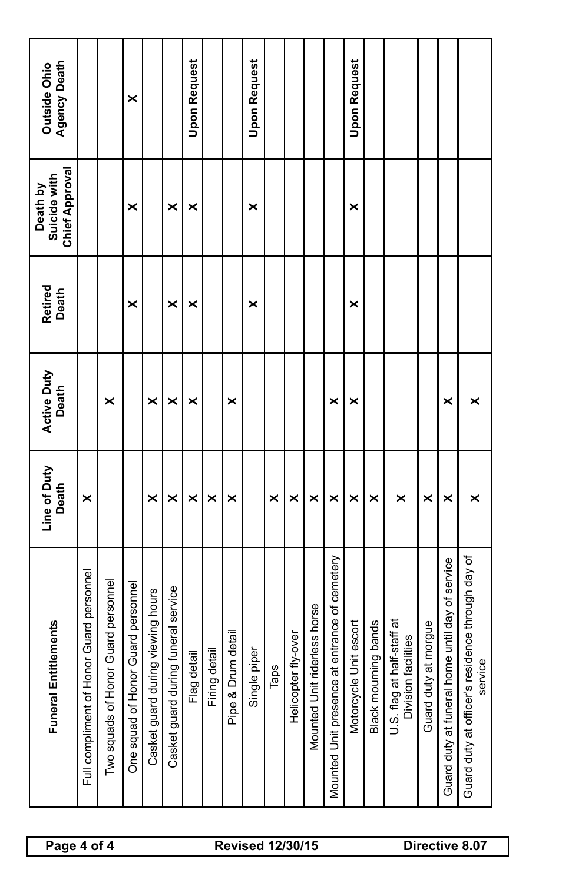| Funeral Entitlements | Line of Duty Death | Active Duty Death | Retired Death | Death by Suicide with Chief Approval | Outside Ohio Agency Death |
|---|---|---|---|---|---|
| Full compliment of Honor Guard personnel | X | | | | |
| Two squads of Honor Guard personnel | | X | | | |
| One squad of Honor Guard personnel | | | X | X | X |
| Casket guard during viewing hours | X | X | | | |
| Casket guard during funeral service | X | X | X | X | |
| Flag detail | X | X | X | X | Upon Request |
| Firing detail | X | | | | |
| Pipe & Drum detail | X | X | | | |
| Single piper | | | X | X | Upon Request |
| Taps | X | | | | |
| Helicopter fly-over | X | | | | |
| Mounted Unit riderless horse | X | | | | |
| Mounted Unit presence at entrance of cemetery | X | X | | | |
| Motorcycle Unit escort | X | X | X | X | Upon Request |
| Black mourning bands | X | | | | |
| U.S. flag at half-staff at Division facilities | X | | | | |
| Guard duty at morgue | X | | | | |
| Guard duty at funeral home until day of service | X | X | | | |
| Guard duty at officer's residence through day of service | X | X | | | |